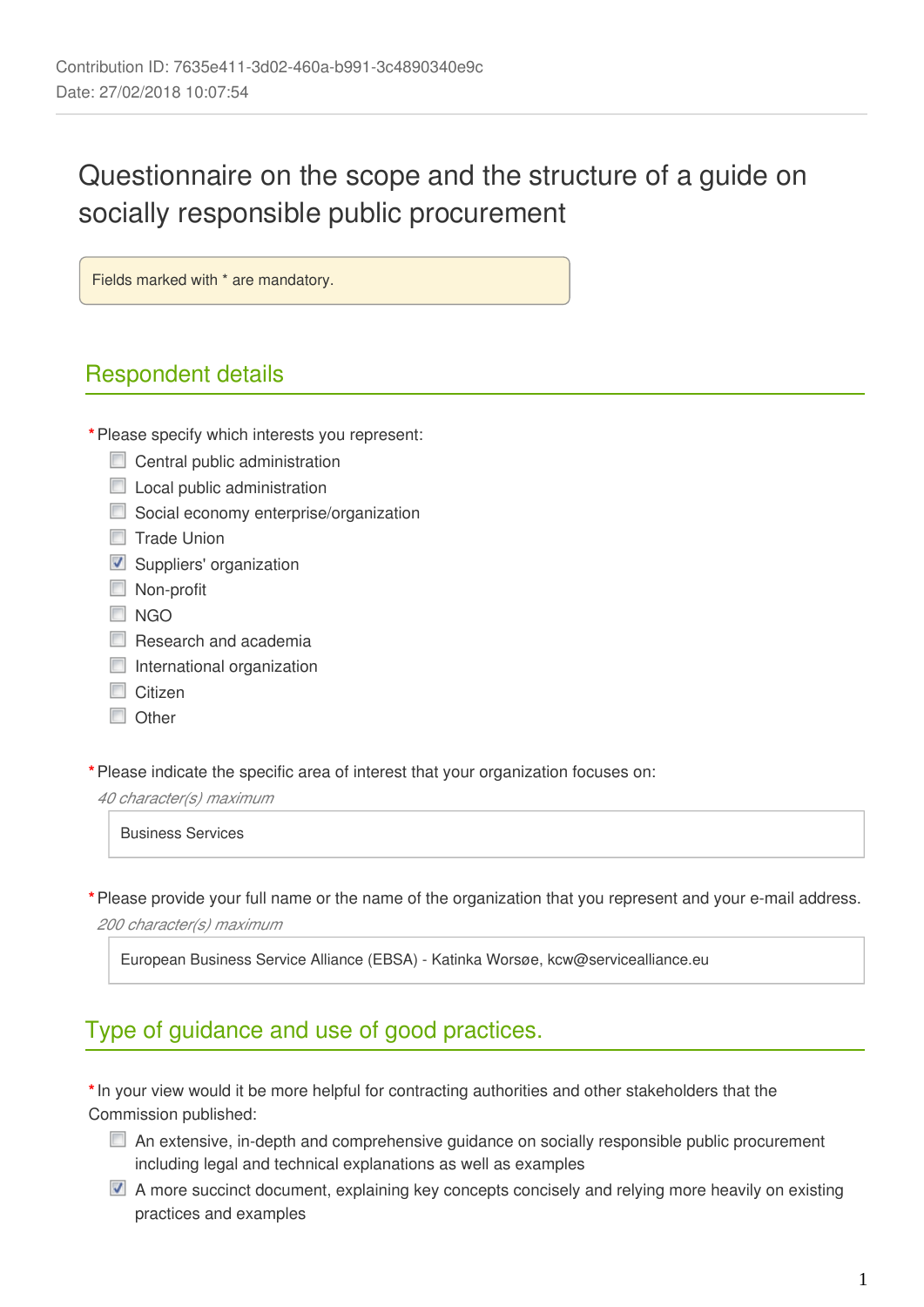Contribution ID: 7635e411-3d02-460a-b991-3c4890340e9c
Date: 27/02/2018 10:07:54

# Questionnaire on the scope and the structure of a guide on socially responsible public procurement

Fields marked with * are mandatory.

## Respondent details

*Please specify which interests you represent:

- [ ] Central public administration
- [ ] Local public administration
- [ ] Social economy enterprise/organization
- [ ] Trade Union
- [x] Suppliers' organization
- [ ] Non-profit
- [ ] NGO
- [ ] Research and academia
- [ ] International organization
- [ ] Citizen
- [ ] Other

*Please indicate the specific area of interest that your organization focuses on:

*40 character(s) maximum*

Business Services

*Please provide your full name or the name of the organization that you represent and your e-mail address.

*200 character(s) maximum*

European Business Service Alliance (EBSA) - Katinka Worsøe, kcw@servicealliance.eu

## Type of guidance and use of good practices.

*In your view would it be more helpful for contracting authorities and other stakeholders that the Commission published:

- [ ] An extensive, in-depth and comprehensive guidance on socially responsible public procurement including legal and technical explanations as well as examples
- [x] A more succinct document, explaining key concepts concisely and relying more heavily on existing practices and examples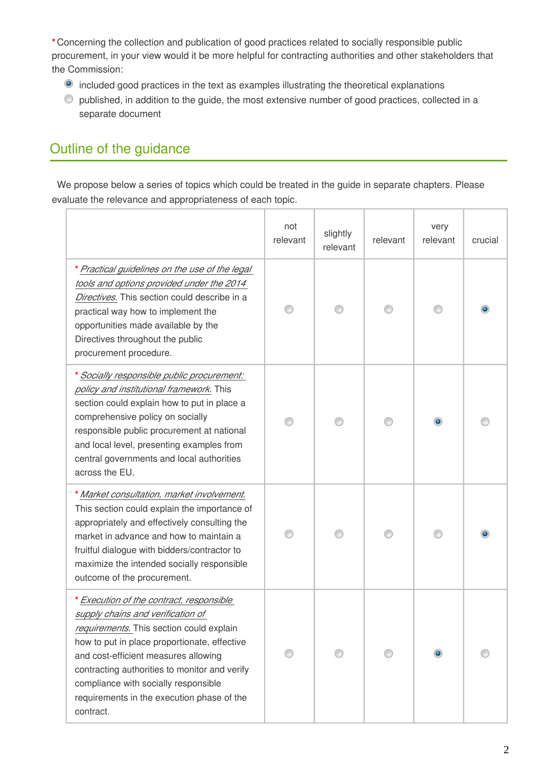\*Concerning the collection and publication of good practices related to socially responsible public procurement, in your view would it be more helpful for contracting authorities and other stakeholders that the Commission:

- (●) included good practices in the text as examples illustrating the theoretical explanations
- ( ) published, in addition to the guide, the most extensive number of good practices, collected in a separate document

## Outline of the guidance

We propose below a series of topics which could be treated in the guide in separate chapters. Please evaluate the relevance and appropriateness of each topic.

| | not relevant | slightly relevant | relevant | very relevant | crucial |
|---|---|---|---|---|---|
| \* *Practical guidelines on the use of the legal tools and options provided under the 2014 Directives*. This section could describe in a practical way how to implement the opportunities made available by the Directives throughout the public procurement procedure. | ( ) | ( ) | ( ) | ( ) | (●) |
| \* *Socially responsible public procurement: policy and institutional framework*. This section could explain how to put in place a comprehensive policy on socially responsible public procurement at national and local level, presenting examples from central governments and local authorities across the EU. | ( ) | ( ) | ( ) | (●) | ( ) |
| \* *Market consultation, market involvement.* This section could explain the importance of appropriately and effectively consulting the market in advance and how to maintain a fruitful dialogue with bidders/contractor to maximize the intended socially responsible outcome of the procurement. | ( ) | ( ) | ( ) | ( ) | (●) |
| \* *Execution of the contract, responsible supply chains and verification of requirements.* This section could explain how to put in place proportionate, effective and cost-efficient measures allowing contracting authorities to monitor and verify compliance with socially responsible requirements in the execution phase of the contract. | ( ) | ( ) | ( ) | (●) | ( ) |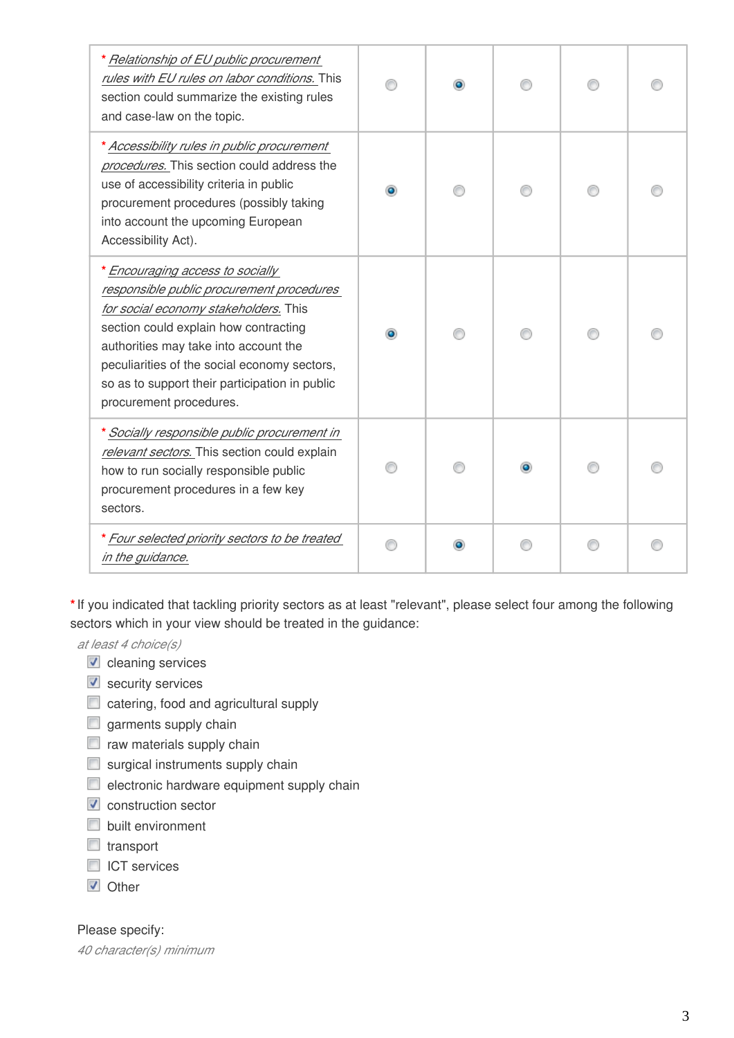| | | | | | |
|---|---|---|---|---|---|
| * *Relationship of EU public procurement rules with EU rules on labor conditions.* This section could summarize the existing rules and case-law on the topic. | ○ | ◉ | ○ | ○ | ○ |
| * *Accessibility rules in public procurement procedures.* This section could address the use of accessibility criteria in public procurement procedures (possibly taking into account the upcoming European Accessibility Act). | ◉ | ○ | ○ | ○ | ○ |
| * *Encouraging access to socially responsible public procurement procedures for social economy stakeholders.* This section could explain how contracting authorities may take into account the peculiarities of the social economy sectors, so as to support their participation in public procurement procedures. | ◉ | ○ | ○ | ○ | ○ |
| * *Socially responsible public procurement in relevant sectors.* This section could explain how to run socially responsible public procurement procedures in a few key sectors. | ○ | ○ | ◉ | ○ | ○ |
| * *Four selected priority sectors to be treated in the guidance.* | ○ | ◉ | ○ | ○ | ○ |

* If you indicated that tackling priority sectors as at least "relevant", please select four among the following sectors which in your view should be treated in the guidance:

*at least 4 choice(s)*

- [x] cleaning services
- [x] security services
- [ ] catering, food and agricultural supply
- [ ] garments supply chain
- [ ] raw materials supply chain
- [ ] surgical instruments supply chain
- [ ] electronic hardware equipment supply chain
- [x] construction sector
- [ ] built environment
- [ ] transport
- [ ] ICT services
- [x] Other

Please specify:

*40 character(s) minimum*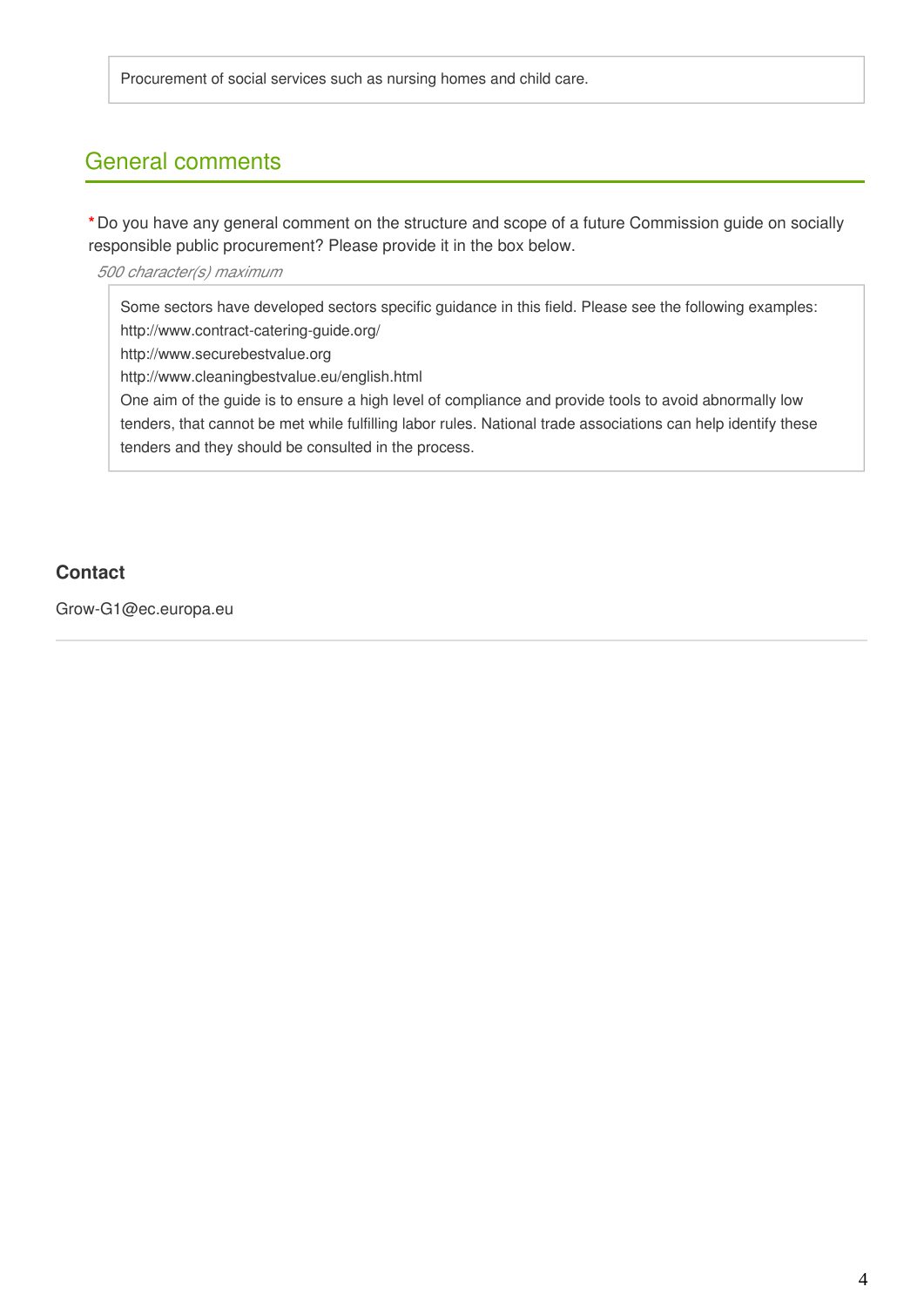Procurement of social services such as nursing homes and child care.

## General comments

\* Do you have any general comment on the structure and scope of a future Commission guide on socially responsible public procurement? Please provide it in the box below.

*500 character(s) maximum*

Some sectors have developed sectors specific guidance in this field. Please see the following examples:
http://www.contract-catering-guide.org/
http://www.securebestvalue.org
http://www.cleaningbestvalue.eu/english.html
One aim of the guide is to ensure a high level of compliance and provide tools to avoid abnormally low tenders, that cannot be met while fulfilling labor rules. National trade associations can help identify these tenders and they should be consulted in the process.

**Contact**

Grow-G1@ec.europa.eu